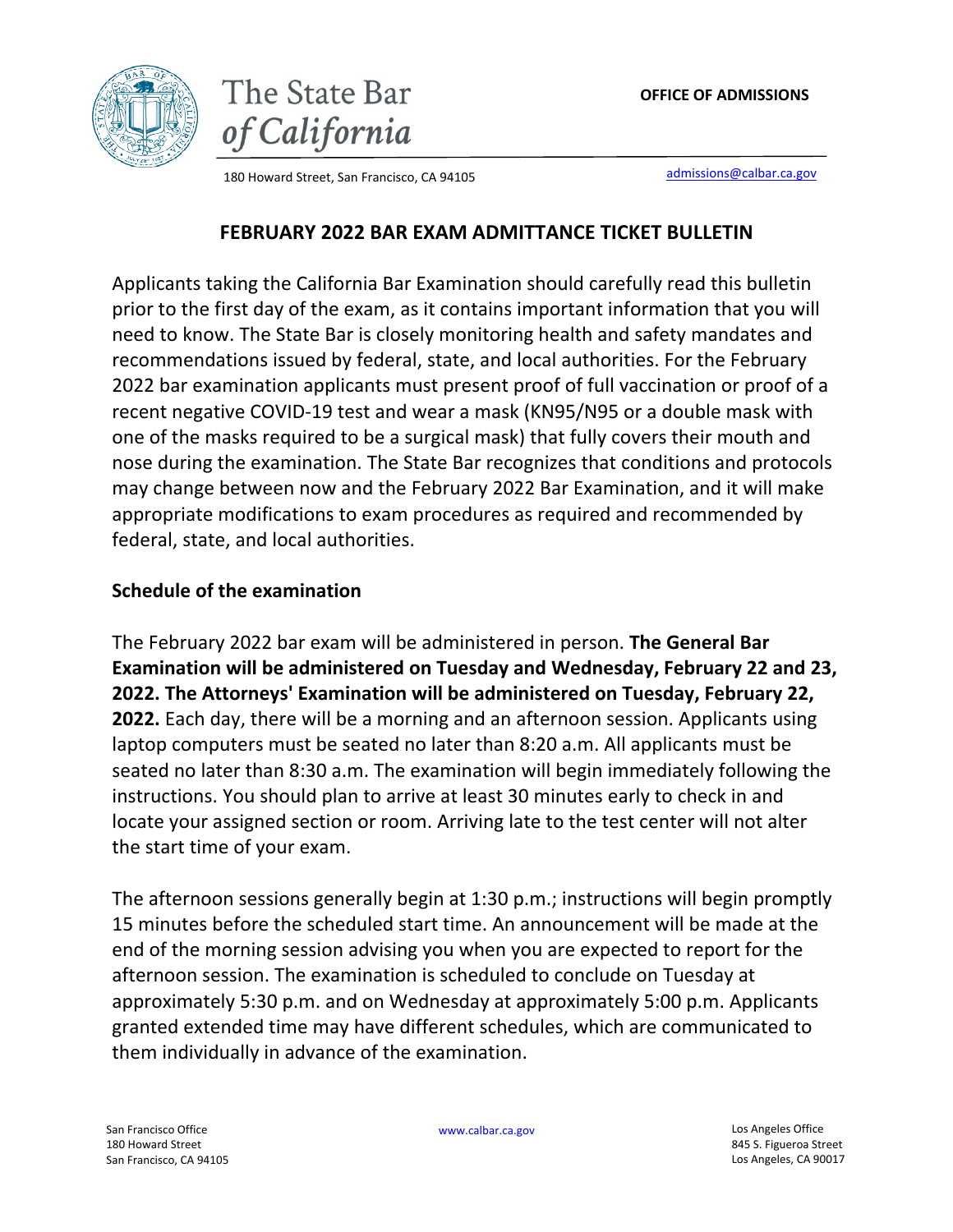The State Bar of California

**OFFICE OF ADMISSIONS**

180 Howard Street, San Francisco, CA 94105

admissions@calbar.ca.gov

# FEBRUARY 2022 BAR EXAM ADMITTANCE TICKET BULLETIN

Applicants taking the California Bar Examination should carefully read this bulletin prior to the first day of the exam, as it contains important information that you will need to know. The State Bar is closely monitoring health and safety mandates and recommendations issued by federal, state, and local authorities. For the February 2022 bar examination applicants must present proof of full vaccination or proof of a recent negative COVID-19 test and wear a mask (KN95/N95 or a double mask with one of the masks required to be a surgical mask) that fully covers their mouth and nose during the examination. The State Bar recognizes that conditions and protocols may change between now and the February 2022 Bar Examination, and it will make appropriate modifications to exam procedures as required and recommended by federal, state, and local authorities.

## Schedule of the examination

The February 2022 bar exam will be administered in person. **The General Bar Examination will be administered on Tuesday and Wednesday, February 22 and 23, 2022. The Attorneys' Examination will be administered on Tuesday, February 22, 2022.** Each day, there will be a morning and an afternoon session. Applicants using laptop computers must be seated no later than 8:20 a.m. All applicants must be seated no later than 8:30 a.m. The examination will begin immediately following the instructions. You should plan to arrive at least 30 minutes early to check in and locate your assigned section or room. Arriving late to the test center will not alter the start time of your exam.

The afternoon sessions generally begin at 1:30 p.m.; instructions will begin promptly 15 minutes before the scheduled start time. An announcement will be made at the end of the morning session advising you when you are expected to report for the afternoon session. The examination is scheduled to conclude on Tuesday at approximately 5:30 p.m. and on Wednesday at approximately 5:00 p.m. Applicants granted extended time may have different schedules, which are communicated to them individually in advance of the examination.

San Francisco Office
180 Howard Street
San Francisco, CA 94105

www.calbar.ca.gov

Los Angeles Office
845 S. Figueroa Street
Los Angeles, CA 90017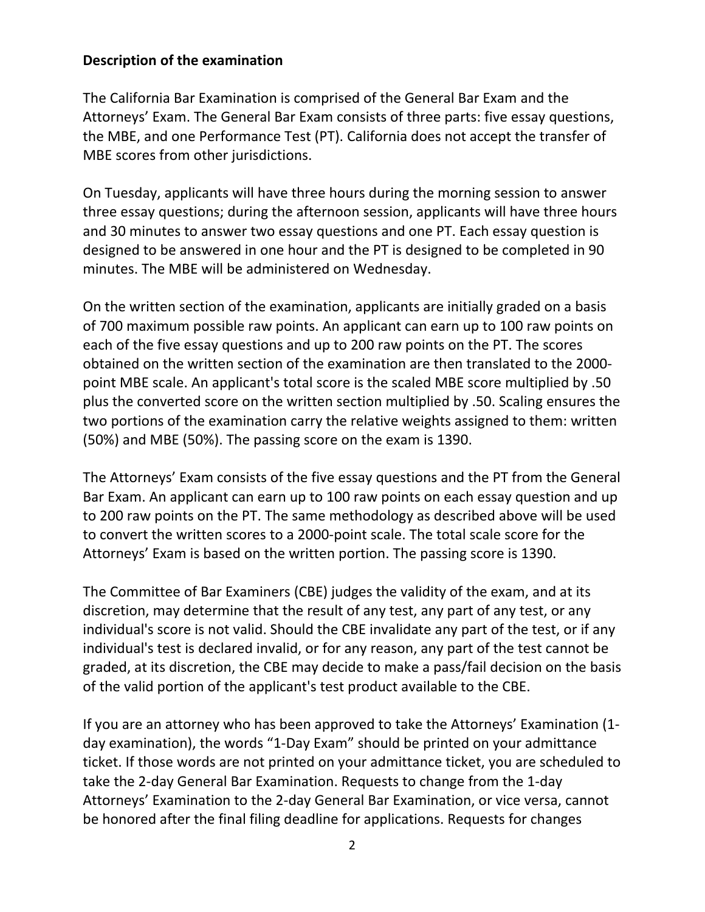**Description of the examination**

The California Bar Examination is comprised of the General Bar Exam and the Attorneys' Exam. The General Bar Exam consists of three parts: five essay questions, the MBE, and one Performance Test (PT). California does not accept the transfer of MBE scores from other jurisdictions.

On Tuesday, applicants will have three hours during the morning session to answer three essay questions; during the afternoon session, applicants will have three hours and 30 minutes to answer two essay questions and one PT. Each essay question is designed to be answered in one hour and the PT is designed to be completed in 90 minutes. The MBE will be administered on Wednesday.

On the written section of the examination, applicants are initially graded on a basis of 700 maximum possible raw points. An applicant can earn up to 100 raw points on each of the five essay questions and up to 200 raw points on the PT. The scores obtained on the written section of the examination are then translated to the 2000-point MBE scale. An applicant's total score is the scaled MBE score multiplied by .50 plus the converted score on the written section multiplied by .50. Scaling ensures the two portions of the examination carry the relative weights assigned to them: written (50%) and MBE (50%). The passing score on the exam is 1390.

The Attorneys' Exam consists of the five essay questions and the PT from the General Bar Exam. An applicant can earn up to 100 raw points on each essay question and up to 200 raw points on the PT. The same methodology as described above will be used to convert the written scores to a 2000-point scale. The total scale score for the Attorneys' Exam is based on the written portion. The passing score is 1390.

The Committee of Bar Examiners (CBE) judges the validity of the exam, and at its discretion, may determine that the result of any test, any part of any test, or any individual's score is not valid. Should the CBE invalidate any part of the test, or if any individual's test is declared invalid, or for any reason, any part of the test cannot be graded, at its discretion, the CBE may decide to make a pass/fail decision on the basis of the valid portion of the applicant's test product available to the CBE.

If you are an attorney who has been approved to take the Attorneys' Examination (1-day examination), the words "1-Day Exam" should be printed on your admittance ticket. If those words are not printed on your admittance ticket, you are scheduled to take the 2-day General Bar Examination. Requests to change from the 1-day Attorneys' Examination to the 2-day General Bar Examination, or vice versa, cannot be honored after the final filing deadline for applications. Requests for changes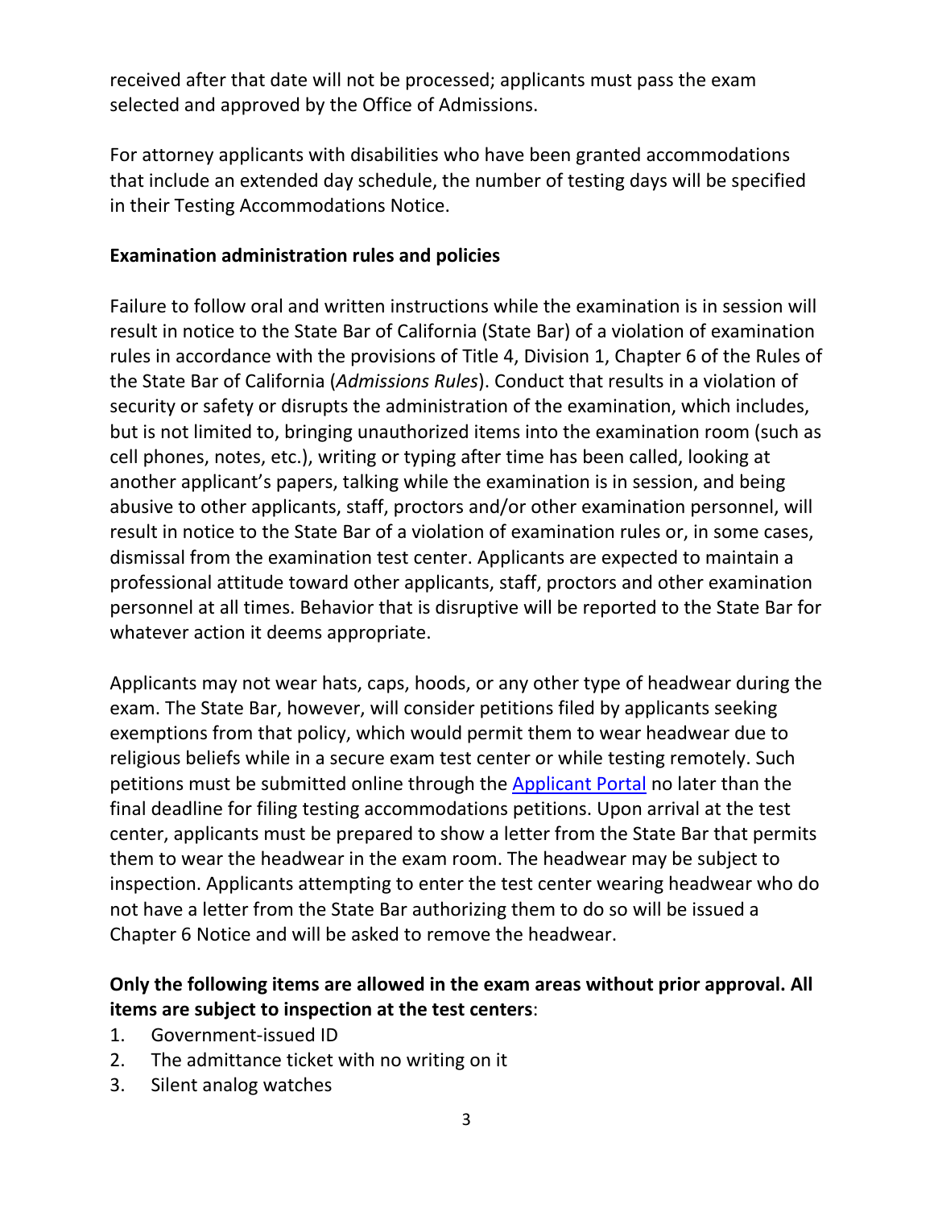received after that date will not be processed; applicants must pass the exam selected and approved by the Office of Admissions.

For attorney applicants with disabilities who have been granted accommodations that include an extended day schedule, the number of testing days will be specified in their Testing Accommodations Notice.

**Examination administration rules and policies**

Failure to follow oral and written instructions while the examination is in session will result in notice to the State Bar of California (State Bar) of a violation of examination rules in accordance with the provisions of Title 4, Division 1, Chapter 6 of the Rules of the State Bar of California (*Admissions Rules*). Conduct that results in a violation of security or safety or disrupts the administration of the examination, which includes, but is not limited to, bringing unauthorized items into the examination room (such as cell phones, notes, etc.), writing or typing after time has been called, looking at another applicant's papers, talking while the examination is in session, and being abusive to other applicants, staff, proctors and/or other examination personnel, will result in notice to the State Bar of a violation of examination rules or, in some cases, dismissal from the examination test center. Applicants are expected to maintain a professional attitude toward other applicants, staff, proctors and other examination personnel at all times. Behavior that is disruptive will be reported to the State Bar for whatever action it deems appropriate.

Applicants may not wear hats, caps, hoods, or any other type of headwear during the exam. The State Bar, however, will consider petitions filed by applicants seeking exemptions from that policy, which would permit them to wear headwear due to religious beliefs while in a secure exam test center or while testing remotely. Such petitions must be submitted online through the Applicant Portal no later than the final deadline for filing testing accommodations petitions. Upon arrival at the test center, applicants must be prepared to show a letter from the State Bar that permits them to wear the headwear in the exam room. The headwear may be subject to inspection. Applicants attempting to enter the test center wearing headwear who do not have a letter from the State Bar authorizing them to do so will be issued a Chapter 6 Notice and will be asked to remove the headwear.

**Only the following items are allowed in the exam areas without prior approval. All items are subject to inspection at the test centers**:

1. Government-issued ID
2. The admittance ticket with no writing on it
3. Silent analog watches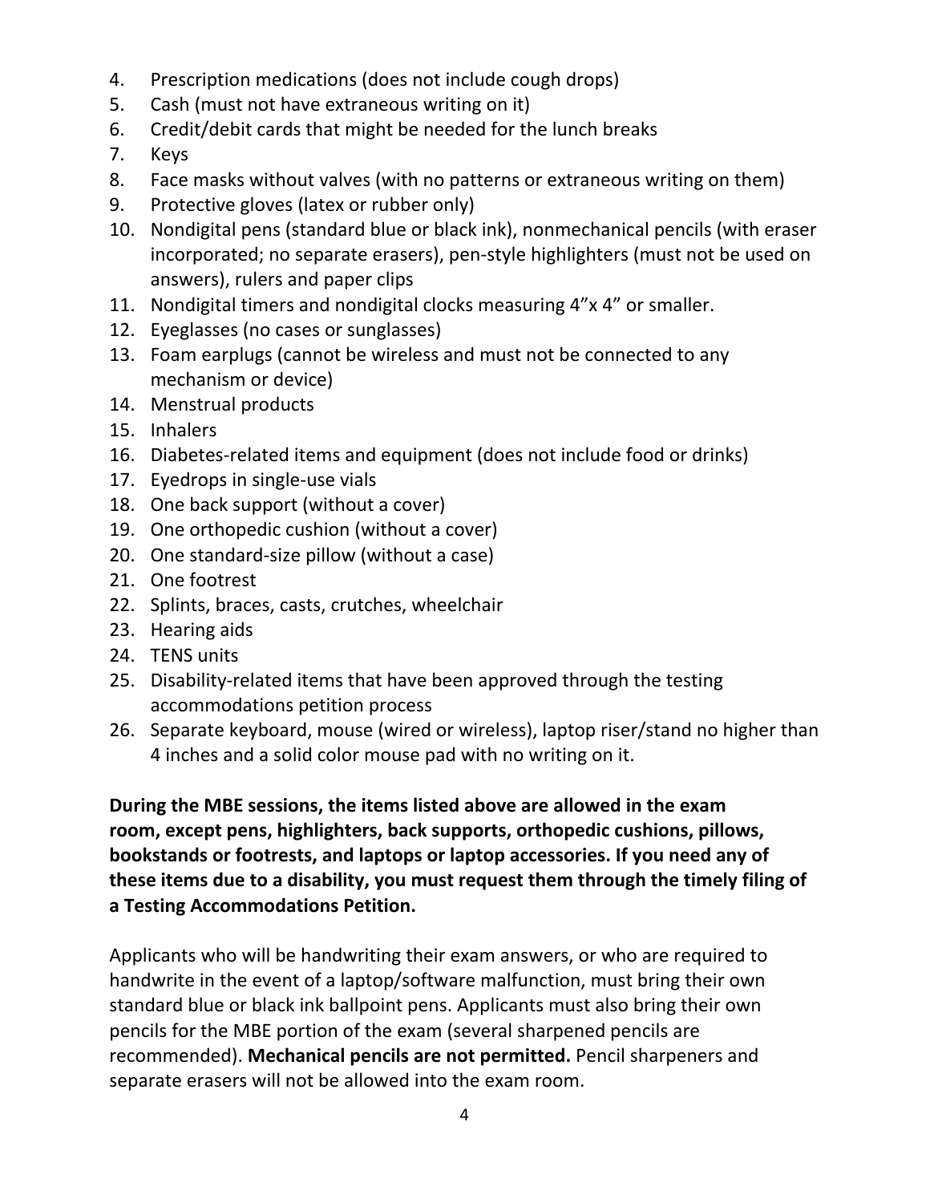4. Prescription medications (does not include cough drops)
5. Cash (must not have extraneous writing on it)
6. Credit/debit cards that might be needed for the lunch breaks
7. Keys
8. Face masks without valves (with no patterns or extraneous writing on them)
9. Protective gloves (latex or rubber only)
10. Nondigital pens (standard blue or black ink), nonmechanical pencils (with eraser incorporated; no separate erasers), pen-style highlighters (must not be used on answers), rulers and paper clips
11. Nondigital timers and nondigital clocks measuring 4”x 4” or smaller.
12. Eyeglasses (no cases or sunglasses)
13. Foam earplugs (cannot be wireless and must not be connected to any mechanism or device)
14. Menstrual products
15. Inhalers
16. Diabetes-related items and equipment (does not include food or drinks)
17. Eyedrops in single-use vials
18. One back support (without a cover)
19. One orthopedic cushion (without a cover)
20. One standard-size pillow (without a case)
21. One footrest
22. Splints, braces, casts, crutches, wheelchair
23. Hearing aids
24. TENS units
25. Disability-related items that have been approved through the testing accommodations petition process
26. Separate keyboard, mouse (wired or wireless), laptop riser/stand no higher than 4 inches and a solid color mouse pad with no writing on it.

**During the MBE sessions, the items listed above are allowed in the exam room, except pens, highlighters, back supports, orthopedic cushions, pillows, bookstands or footrests, and laptops or laptop accessories. If you need any of these items due to a disability, you must request them through the timely filing of a Testing Accommodations Petition.**

Applicants who will be handwriting their exam answers, or who are required to handwrite in the event of a laptop/software malfunction, must bring their own standard blue or black ink ballpoint pens. Applicants must also bring their own pencils for the MBE portion of the exam (several sharpened pencils are recommended). **Mechanical pencils are not permitted.** Pencil sharpeners and separate erasers will not be allowed into the exam room.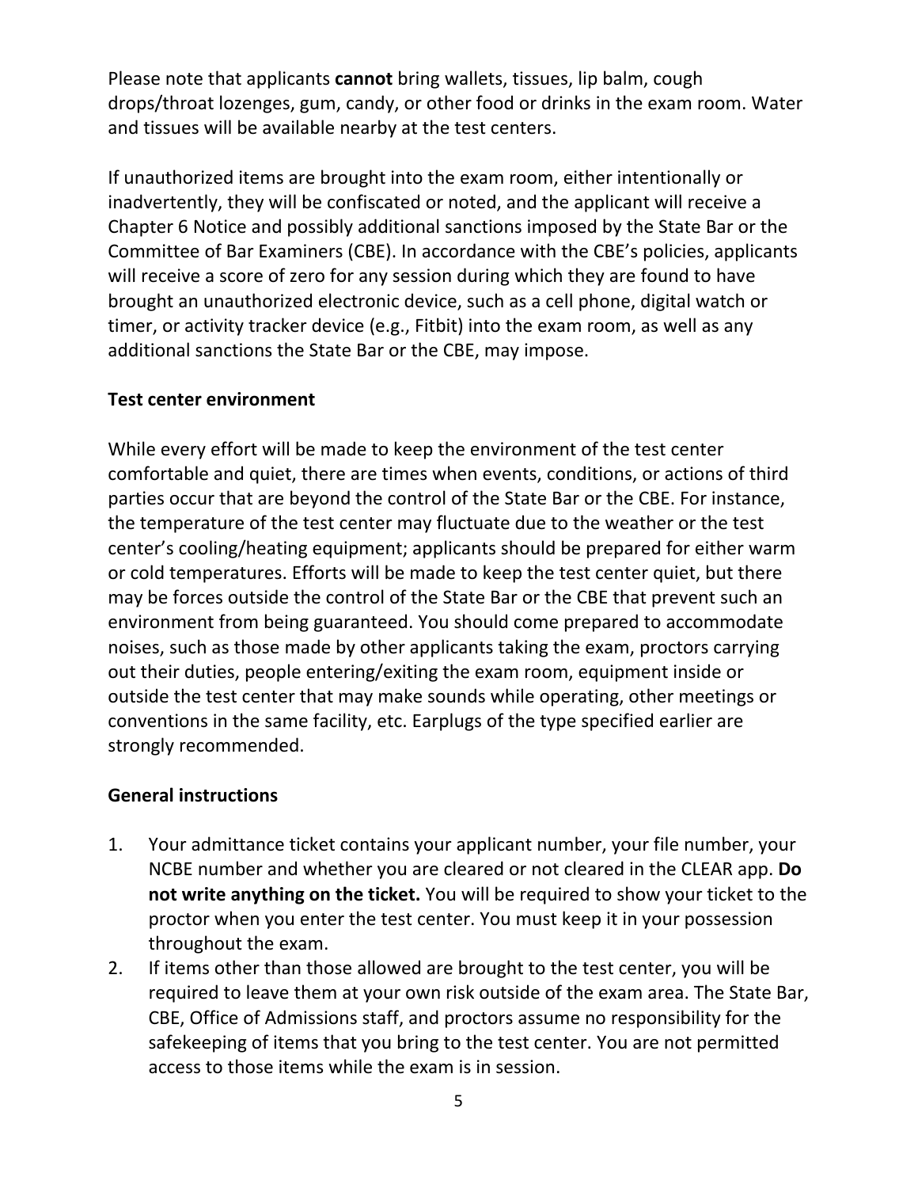Please note that applicants **cannot** bring wallets, tissues, lip balm, cough drops/throat lozenges, gum, candy, or other food or drinks in the exam room. Water and tissues will be available nearby at the test centers.

If unauthorized items are brought into the exam room, either intentionally or inadvertently, they will be confiscated or noted, and the applicant will receive a Chapter 6 Notice and possibly additional sanctions imposed by the State Bar or the Committee of Bar Examiners (CBE). In accordance with the CBE's policies, applicants will receive a score of zero for any session during which they are found to have brought an unauthorized electronic device, such as a cell phone, digital watch or timer, or activity tracker device (e.g., Fitbit) into the exam room, as well as any additional sanctions the State Bar or the CBE, may impose.

**Test center environment**

While every effort will be made to keep the environment of the test center comfortable and quiet, there are times when events, conditions, or actions of third parties occur that are beyond the control of the State Bar or the CBE. For instance, the temperature of the test center may fluctuate due to the weather or the test center's cooling/heating equipment; applicants should be prepared for either warm or cold temperatures. Efforts will be made to keep the test center quiet, but there may be forces outside the control of the State Bar or the CBE that prevent such an environment from being guaranteed. You should come prepared to accommodate noises, such as those made by other applicants taking the exam, proctors carrying out their duties, people entering/exiting the exam room, equipment inside or outside the test center that may make sounds while operating, other meetings or conventions in the same facility, etc. Earplugs of the type specified earlier are strongly recommended.

**General instructions**

1. Your admittance ticket contains your applicant number, your file number, your NCBE number and whether you are cleared or not cleared in the CLEAR app. **Do not write anything on the ticket.** You will be required to show your ticket to the proctor when you enter the test center. You must keep it in your possession throughout the exam.
2. If items other than those allowed are brought to the test center, you will be required to leave them at your own risk outside of the exam area. The State Bar, CBE, Office of Admissions staff, and proctors assume no responsibility for the safekeeping of items that you bring to the test center. You are not permitted access to those items while the exam is in session.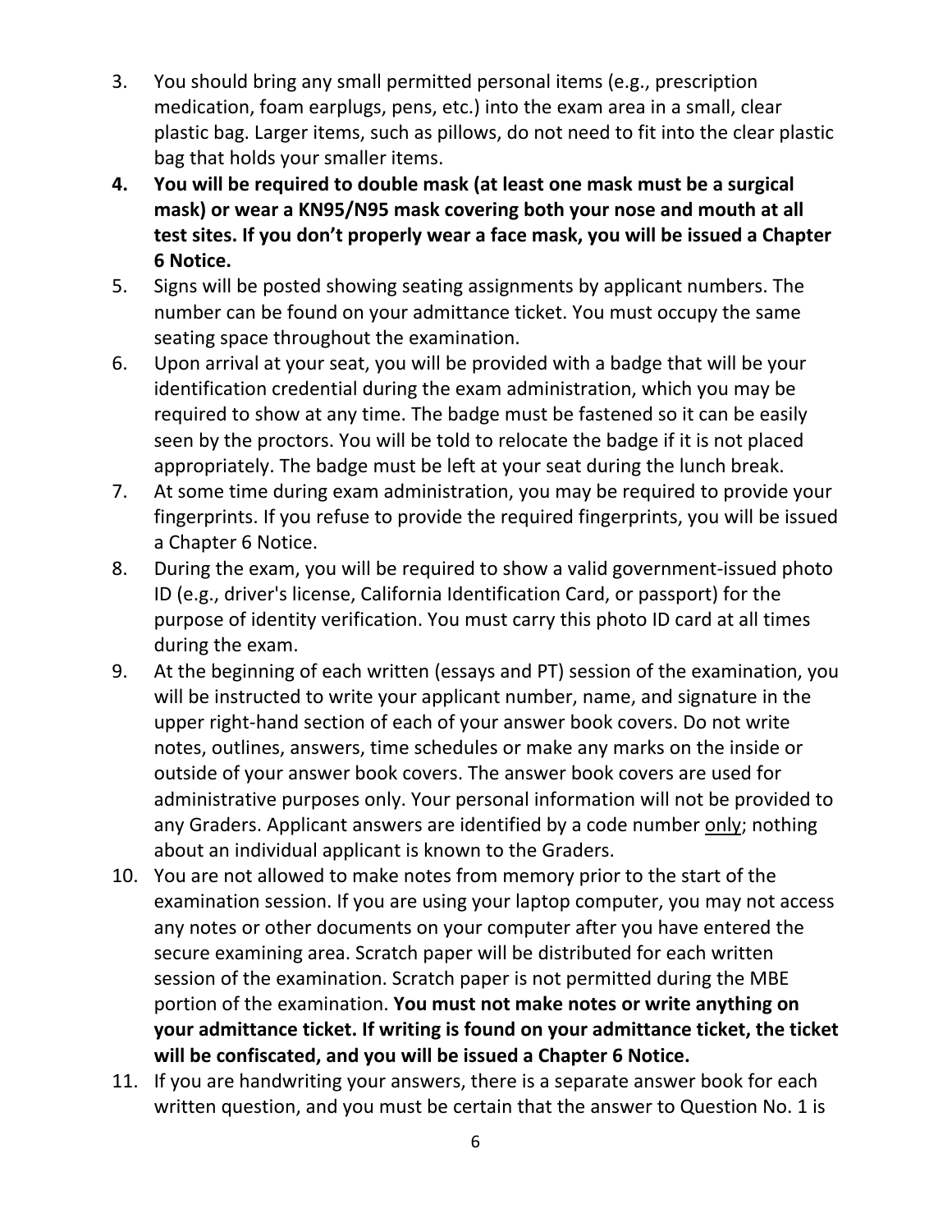3. You should bring any small permitted personal items (e.g., prescription medication, foam earplugs, pens, etc.) into the exam area in a small, clear plastic bag. Larger items, such as pillows, do not need to fit into the clear plastic bag that holds your smaller items.
4. **You will be required to double mask (at least one mask must be a surgical mask) or wear a KN95/N95 mask covering both your nose and mouth at all test sites. If you don't properly wear a face mask, you will be issued a Chapter 6 Notice.**
5. Signs will be posted showing seating assignments by applicant numbers. The number can be found on your admittance ticket. You must occupy the same seating space throughout the examination.
6. Upon arrival at your seat, you will be provided with a badge that will be your identification credential during the exam administration, which you may be required to show at any time. The badge must be fastened so it can be easily seen by the proctors. You will be told to relocate the badge if it is not placed appropriately. The badge must be left at your seat during the lunch break.
7. At some time during exam administration, you may be required to provide your fingerprints. If you refuse to provide the required fingerprints, you will be issued a Chapter 6 Notice.
8. During the exam, you will be required to show a valid government-issued photo ID (e.g., driver's license, California Identification Card, or passport) for the purpose of identity verification. You must carry this photo ID card at all times during the exam.
9. At the beginning of each written (essays and PT) session of the examination, you will be instructed to write your applicant number, name, and signature in the upper right-hand section of each of your answer book covers. Do not write notes, outlines, answers, time schedules or make any marks on the inside or outside of your answer book covers. The answer book covers are used for administrative purposes only. Your personal information will not be provided to any Graders. Applicant answers are identified by a code number <u>only</u>; nothing about an individual applicant is known to the Graders.
10. You are not allowed to make notes from memory prior to the start of the examination session. If you are using your laptop computer, you may not access any notes or other documents on your computer after you have entered the secure examining area. Scratch paper will be distributed for each written session of the examination. Scratch paper is not permitted during the MBE portion of the examination. **You must not make notes or write anything on your admittance ticket. If writing is found on your admittance ticket, the ticket will be confiscated, and you will be issued a Chapter 6 Notice.**
11. If you are handwriting your answers, there is a separate answer book for each written question, and you must be certain that the answer to Question No. 1 is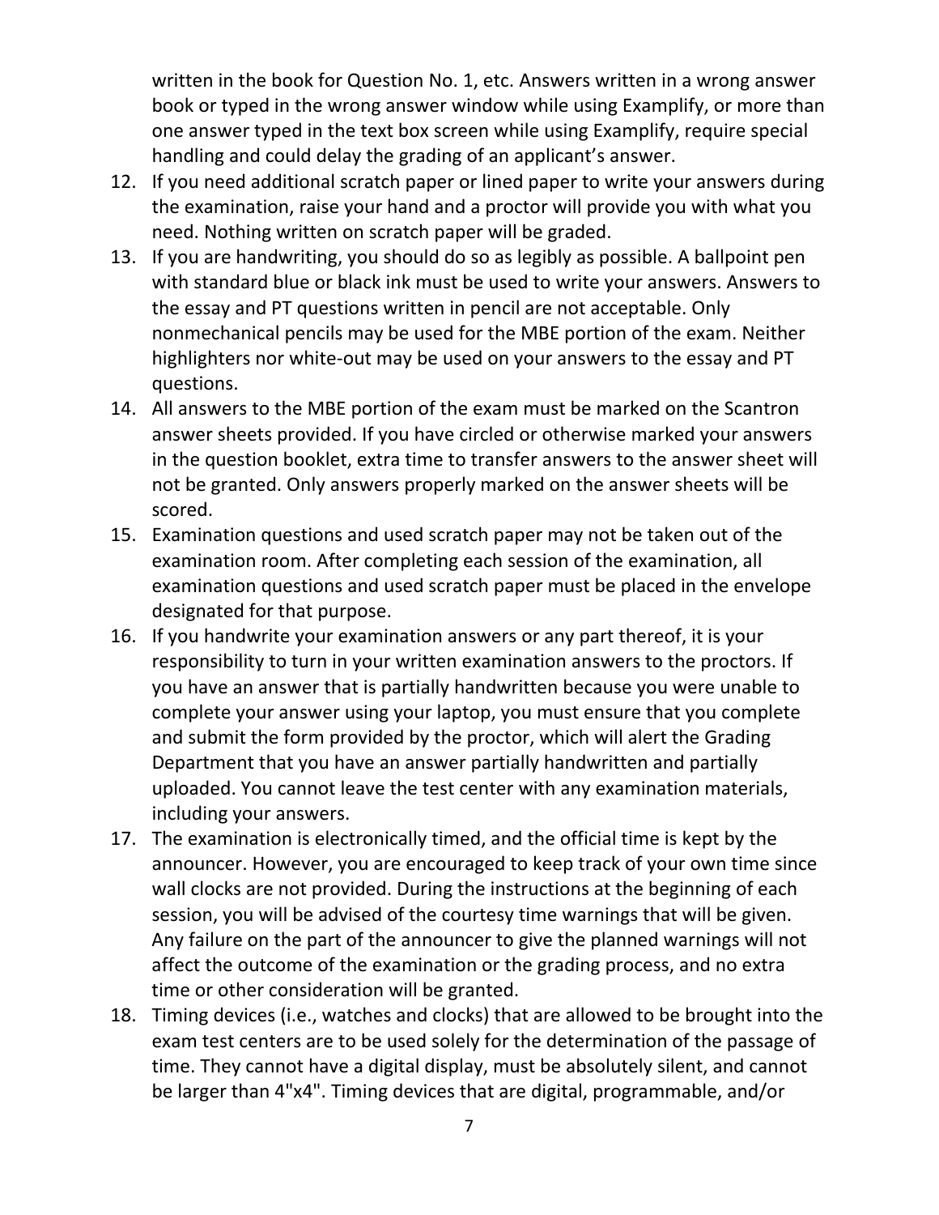written in the book for Question No. 1, etc. Answers written in a wrong answer book or typed in the wrong answer window while using Examplify, or more than one answer typed in the text box screen while using Examplify, require special handling and could delay the grading of an applicant's answer.

12. If you need additional scratch paper or lined paper to write your answers during the examination, raise your hand and a proctor will provide you with what you need. Nothing written on scratch paper will be graded.
13. If you are handwriting, you should do so as legibly as possible. A ballpoint pen with standard blue or black ink must be used to write your answers. Answers to the essay and PT questions written in pencil are not acceptable. Only nonmechanical pencils may be used for the MBE portion of the exam. Neither highlighters nor white-out may be used on your answers to the essay and PT questions.
14. All answers to the MBE portion of the exam must be marked on the Scantron answer sheets provided. If you have circled or otherwise marked your answers in the question booklet, extra time to transfer answers to the answer sheet will not be granted. Only answers properly marked on the answer sheets will be scored.
15. Examination questions and used scratch paper may not be taken out of the examination room. After completing each session of the examination, all examination questions and used scratch paper must be placed in the envelope designated for that purpose.
16. If you handwrite your examination answers or any part thereof, it is your responsibility to turn in your written examination answers to the proctors. If you have an answer that is partially handwritten because you were unable to complete your answer using your laptop, you must ensure that you complete and submit the form provided by the proctor, which will alert the Grading Department that you have an answer partially handwritten and partially uploaded. You cannot leave the test center with any examination materials, including your answers.
17. The examination is electronically timed, and the official time is kept by the announcer. However, you are encouraged to keep track of your own time since wall clocks are not provided. During the instructions at the beginning of each session, you will be advised of the courtesy time warnings that will be given. Any failure on the part of the announcer to give the planned warnings will not affect the outcome of the examination or the grading process, and no extra time or other consideration will be granted.
18. Timing devices (i.e., watches and clocks) that are allowed to be brought into the exam test centers are to be used solely for the determination of the passage of time. They cannot have a digital display, must be absolutely silent, and cannot be larger than 4"x4". Timing devices that are digital, programmable, and/or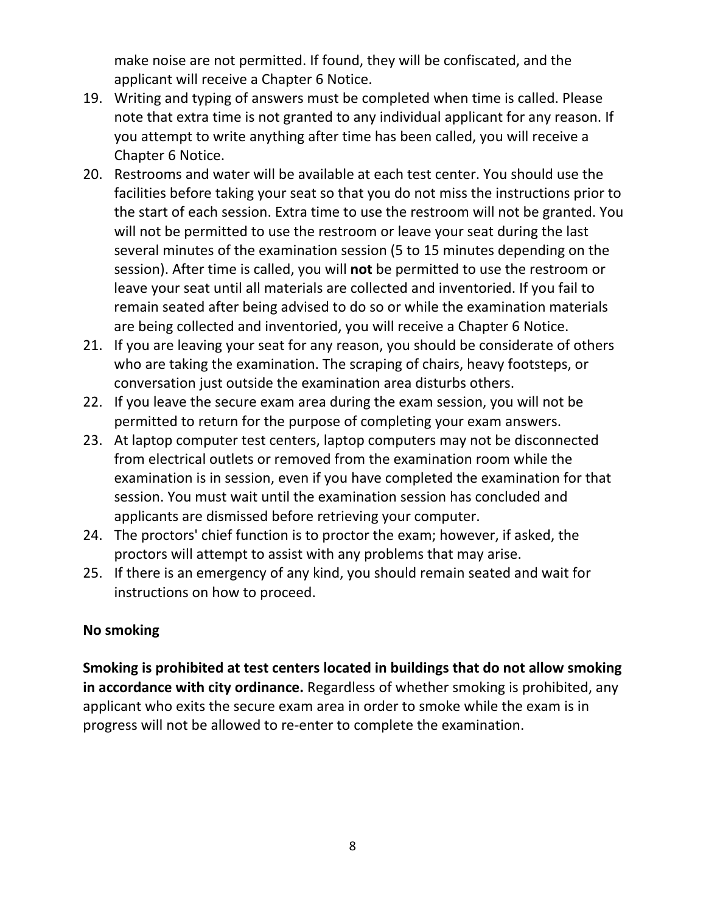make noise are not permitted. If found, they will be confiscated, and the applicant will receive a Chapter 6 Notice.

19. Writing and typing of answers must be completed when time is called. Please note that extra time is not granted to any individual applicant for any reason. If you attempt to write anything after time has been called, you will receive a Chapter 6 Notice.
20. Restrooms and water will be available at each test center. You should use the facilities before taking your seat so that you do not miss the instructions prior to the start of each session. Extra time to use the restroom will not be granted. You will not be permitted to use the restroom or leave your seat during the last several minutes of the examination session (5 to 15 minutes depending on the session). After time is called, you will **not** be permitted to use the restroom or leave your seat until all materials are collected and inventoried. If you fail to remain seated after being advised to do so or while the examination materials are being collected and inventoried, you will receive a Chapter 6 Notice.
21. If you are leaving your seat for any reason, you should be considerate of others who are taking the examination. The scraping of chairs, heavy footsteps, or conversation just outside the examination area disturbs others.
22. If you leave the secure exam area during the exam session, you will not be permitted to return for the purpose of completing your exam answers.
23. At laptop computer test centers, laptop computers may not be disconnected from electrical outlets or removed from the examination room while the examination is in session, even if you have completed the examination for that session. You must wait until the examination session has concluded and applicants are dismissed before retrieving your computer.
24. The proctors' chief function is to proctor the exam; however, if asked, the proctors will attempt to assist with any problems that may arise.
25. If there is an emergency of any kind, you should remain seated and wait for instructions on how to proceed.

**No smoking**

**Smoking is prohibited at test centers located in buildings that do not allow smoking in accordance with city ordinance.** Regardless of whether smoking is prohibited, any applicant who exits the secure exam area in order to smoke while the exam is in progress will not be allowed to re-enter to complete the examination.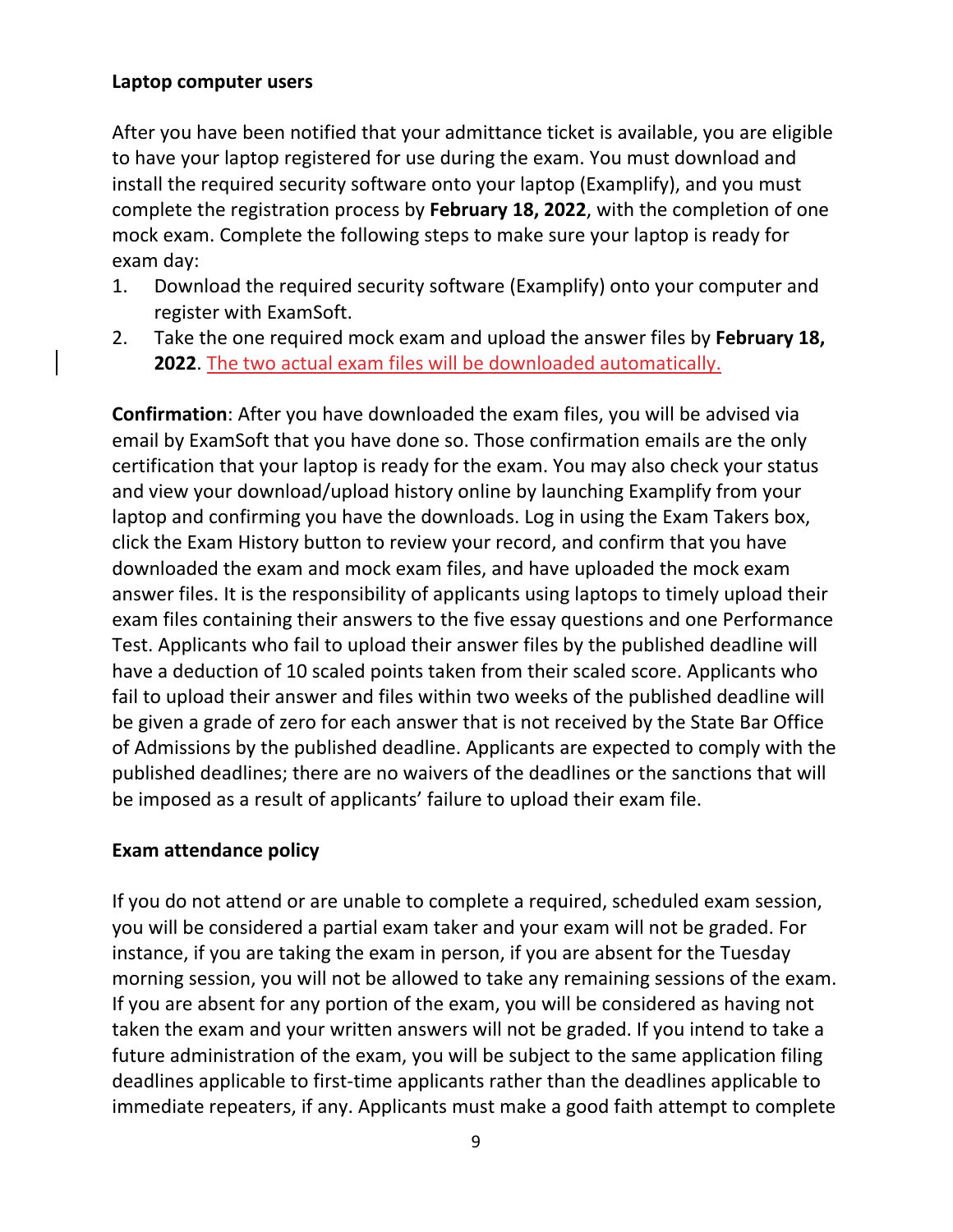**Laptop computer users**

After you have been notified that your admittance ticket is available, you are eligible to have your laptop registered for use during the exam. You must download and install the required security software onto your laptop (Examplify), and you must complete the registration process by **February 18, 2022**, with the completion of one mock exam. Complete the following steps to make sure your laptop is ready for exam day:

1. Download the required security software (Examplify) onto your computer and register with ExamSoft.
2. Take the one required mock exam and upload the answer files by **February 18, 2022**. The two actual exam files will be downloaded automatically.

**Confirmation**: After you have downloaded the exam files, you will be advised via email by ExamSoft that you have done so. Those confirmation emails are the only certification that your laptop is ready for the exam. You may also check your status and view your download/upload history online by launching Examplify from your laptop and confirming you have the downloads. Log in using the Exam Takers box, click the Exam History button to review your record, and confirm that you have downloaded the exam and mock exam files, and have uploaded the mock exam answer files. It is the responsibility of applicants using laptops to timely upload their exam files containing their answers to the five essay questions and one Performance Test. Applicants who fail to upload their answer files by the published deadline will have a deduction of 10 scaled points taken from their scaled score. Applicants who fail to upload their answer and files within two weeks of the published deadline will be given a grade of zero for each answer that is not received by the State Bar Office of Admissions by the published deadline. Applicants are expected to comply with the published deadlines; there are no waivers of the deadlines or the sanctions that will be imposed as a result of applicants' failure to upload their exam file.

**Exam attendance policy**

If you do not attend or are unable to complete a required, scheduled exam session, you will be considered a partial exam taker and your exam will not be graded. For instance, if you are taking the exam in person, if you are absent for the Tuesday morning session, you will not be allowed to take any remaining sessions of the exam. If you are absent for any portion of the exam, you will be considered as having not taken the exam and your written answers will not be graded. If you intend to take a future administration of the exam, you will be subject to the same application filing deadlines applicable to first-time applicants rather than the deadlines applicable to immediate repeaters, if any. Applicants must make a good faith attempt to complete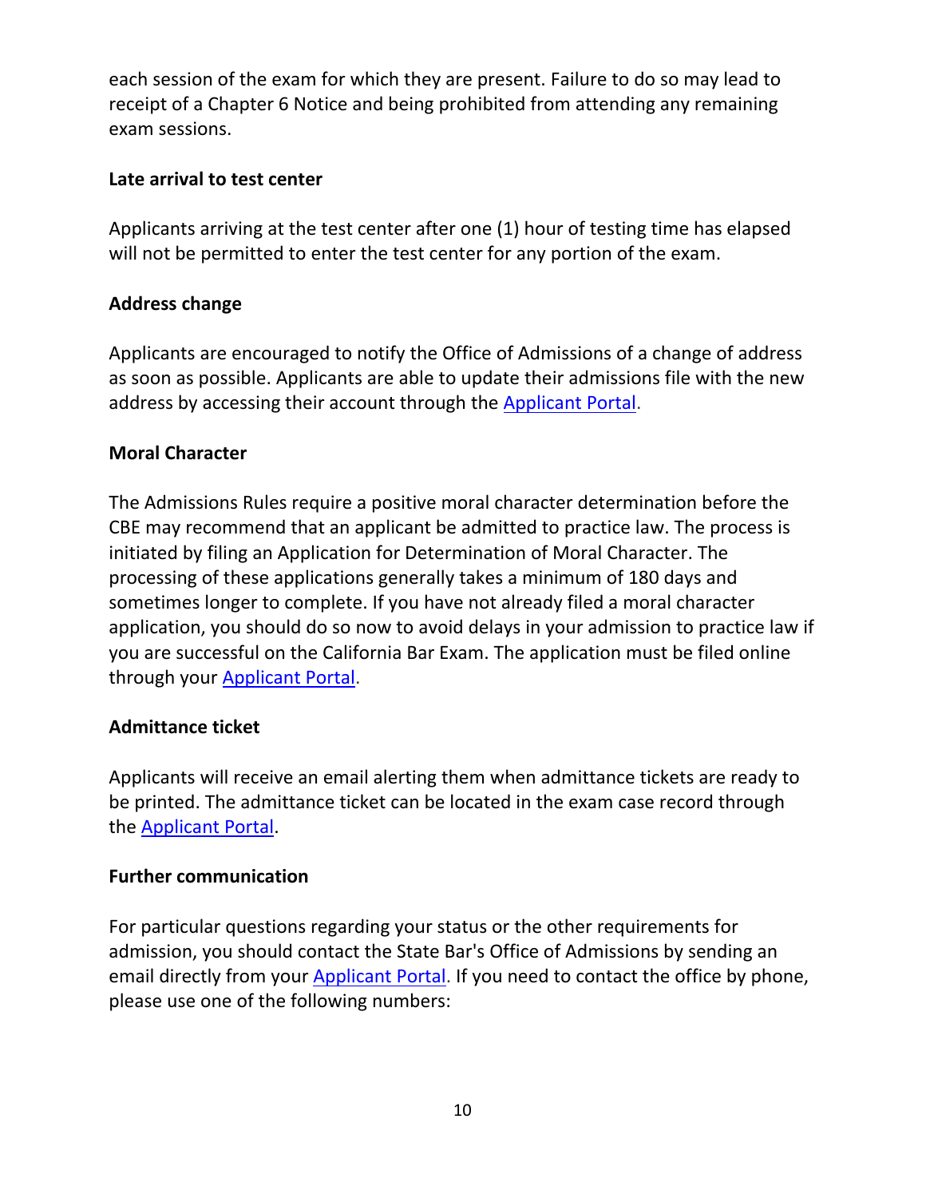each session of the exam for which they are present. Failure to do so may lead to receipt of a Chapter 6 Notice and being prohibited from attending any remaining exam sessions.

**Late arrival to test center**

Applicants arriving at the test center after one (1) hour of testing time has elapsed will not be permitted to enter the test center for any portion of the exam.

**Address change**

Applicants are encouraged to notify the Office of Admissions of a change of address as soon as possible. Applicants are able to update their admissions file with the new address by accessing their account through the Applicant Portal.

**Moral Character**

The Admissions Rules require a positive moral character determination before the CBE may recommend that an applicant be admitted to practice law. The process is initiated by filing an Application for Determination of Moral Character. The processing of these applications generally takes a minimum of 180 days and sometimes longer to complete. If you have not already filed a moral character application, you should do so now to avoid delays in your admission to practice law if you are successful on the California Bar Exam. The application must be filed online through your Applicant Portal.

**Admittance ticket**

Applicants will receive an email alerting them when admittance tickets are ready to be printed. The admittance ticket can be located in the exam case record through the Applicant Portal.

**Further communication**

For particular questions regarding your status or the other requirements for admission, you should contact the State Bar's Office of Admissions by sending an email directly from your Applicant Portal. If you need to contact the office by phone, please use one of the following numbers: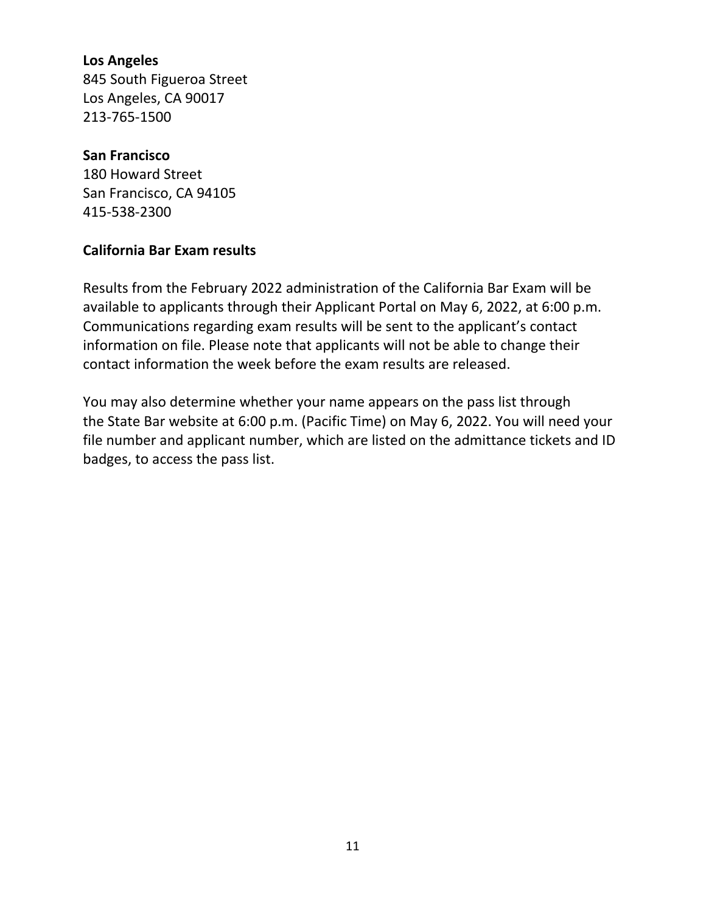**Los Angeles**
845 South Figueroa Street
Los Angeles, CA 90017
213-765-1500

**San Francisco**
180 Howard Street
San Francisco, CA 94105
415-538-2300

## California Bar Exam results

Results from the February 2022 administration of the California Bar Exam will be available to applicants through their Applicant Portal on May 6, 2022, at 6:00 p.m. Communications regarding exam results will be sent to the applicant's contact information on file. Please note that applicants will not be able to change their contact information the week before the exam results are released.

You may also determine whether your name appears on the pass list through the State Bar website at 6:00 p.m. (Pacific Time) on May 6, 2022. You will need your file number and applicant number, which are listed on the admittance tickets and ID badges, to access the pass list.